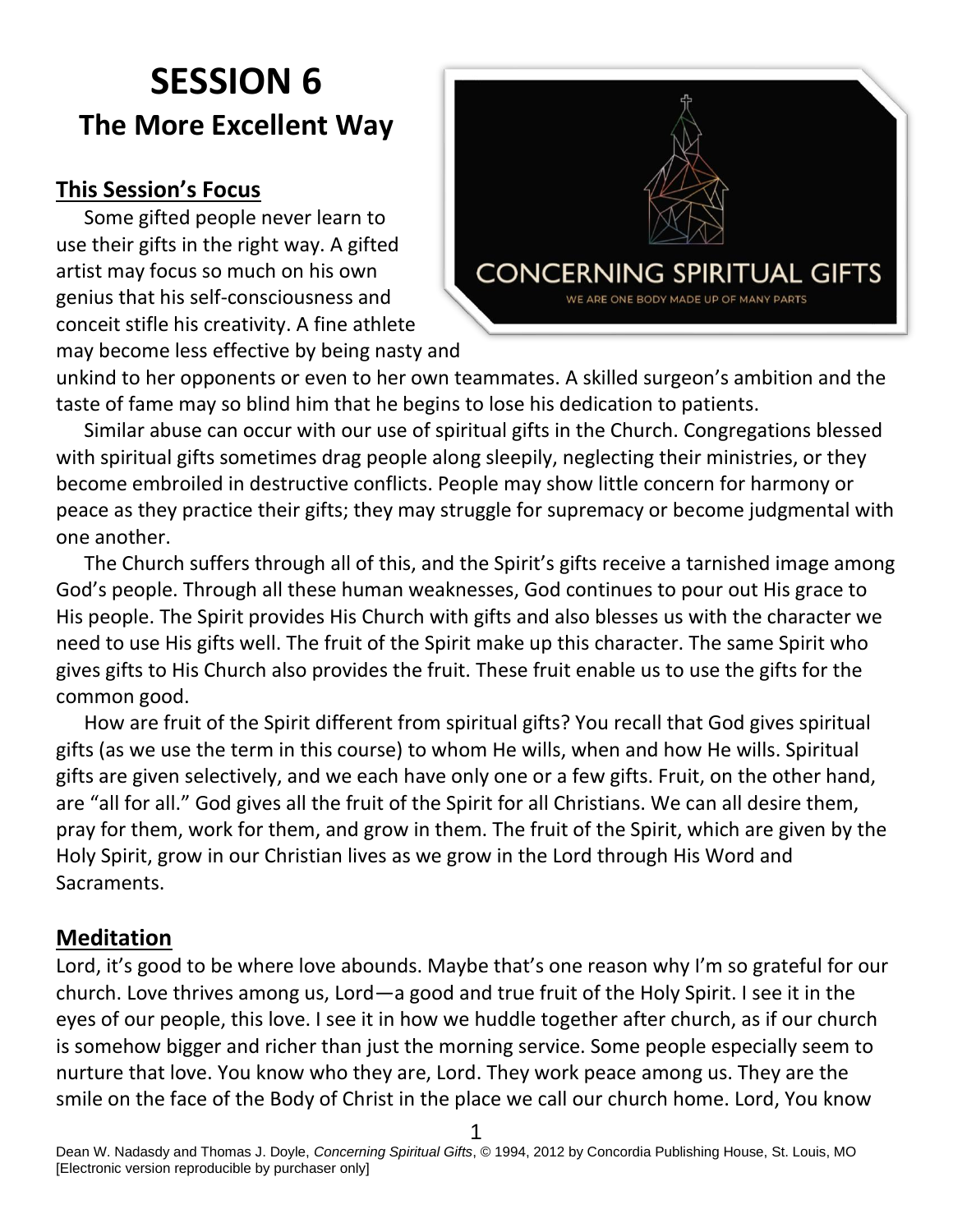# SESSION 6

## The More Excellent Way

### This Session's Focus

Some gifted people never learn to use their gifts in the right way. A gifted artist may focus so much on his own genius that his self-consciousness and conceit stifle his creativity. A fine athlete may become less effective by being nasty and unkind to her opponents or even to her own teammates. A skilled surgeon's ambition and the taste of fame may so blind him that he begins to lose his dedication to patients.

Similar abuse can occur with our use of spiritual gifts in the Church. Congregations blessed with spiritual gifts sometimes drag people along sleepily, neglecting their ministries, or they become embroiled in destructive conflicts. People may show little concern for harmony or peace as they practice their gifts; they may struggle for supremacy or become judgmental with one another.

The Church suffers through all of this, and the Spirit's gifts receive a tarnished image among God's people. Through all these human weaknesses, God continues to pour out His grace to His people. The Spirit provides His Church with gifts and also blesses us with the character we need to use His gifts well. The fruit of the Spirit make up this character. The same Spirit who gives gifts to His Church also provides the fruit. These fruit enable us to use the gifts for the common good.

How are fruit of the Spirit different from spiritual gifts? You recall that God gives spiritual gifts (as we use the term in this course) to whom He wills, when and how He wills. Spiritual gifts are given selectively, and we each have only one or a few gifts. Fruit, on the other hand, are "all for all." God gives all the fruit of the Spirit for all Christians. We can all desire them, pray for them, work for them, and grow in them. The fruit of the Spirit, which are given by the Holy Spirit, grow in our Christian lives as we grow in the Lord through His Word and Sacraments.

### Meditation

Lord, it's good to be where love abounds. Maybe that's one reason why I'm so grateful for our church. Love thrives among us, Lord—a good and true fruit of the Holy Spirit. I see it in the eyes of our people, this love. I see it in how we huddle together after church, as if our church is somehow bigger and richer than just the morning service. Some people especially seem to nurture that love. You know who they are, Lord. They work peace among us. They are the smile on the face of the Body of Christ in the place we call our church home. Lord, You know

Dean W. Nadasdy and Thomas J. Doyle, *Concerning Spiritual Gifts*, © 1994, 2012 by Concordia Publishing House, St. Louis, MO [Electronic version reproducible by purchaser only]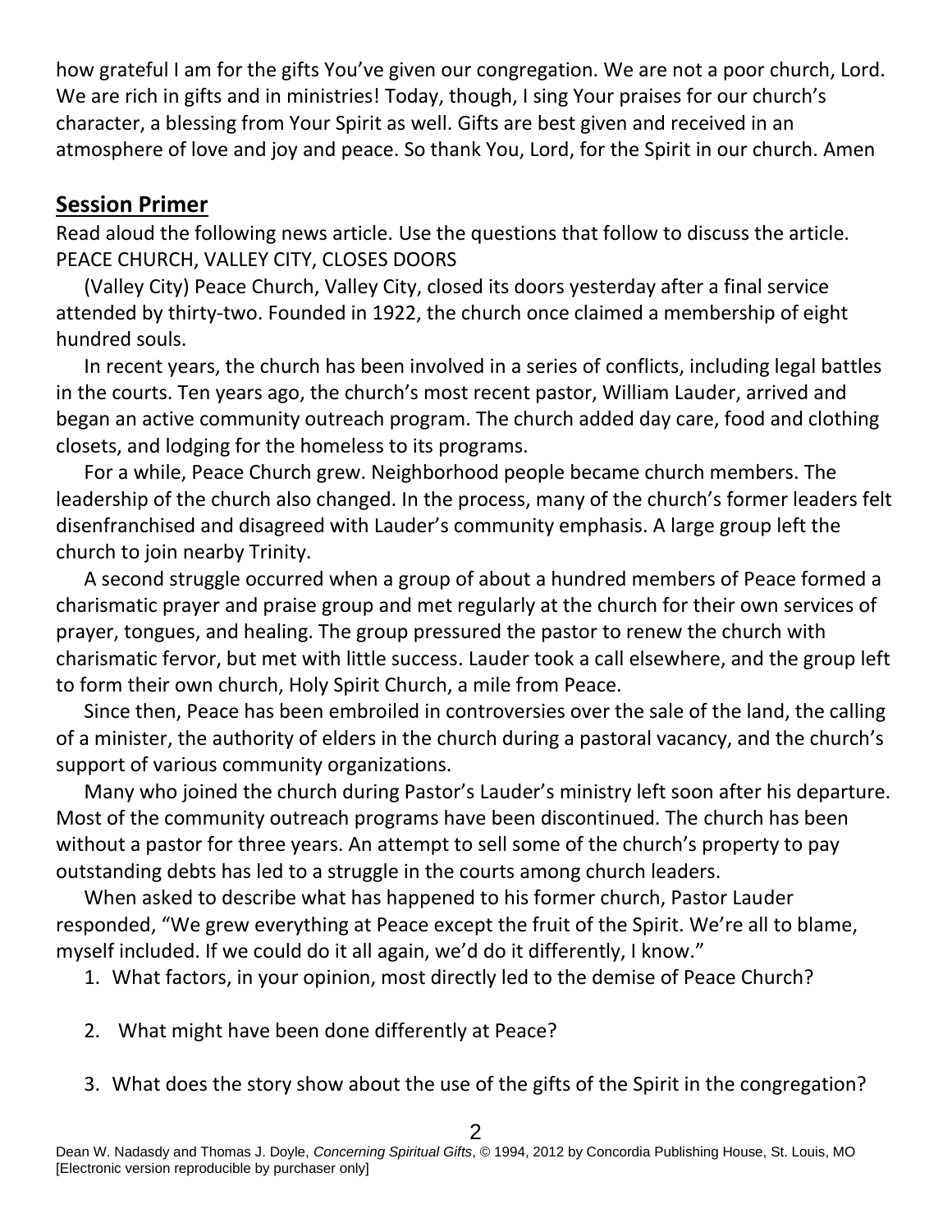how grateful I am for the gifts You've given our congregation. We are not a poor church, Lord. We are rich in gifts and in ministries! Today, though, I sing Your praises for our church's character, a blessing from Your Spirit as well. Gifts are best given and received in an atmosphere of love and joy and peace. So thank You, Lord, for the Spirit in our church. Amen

## Session Primer

Read aloud the following news article. Use the questions that follow to discuss the article.
PEACE CHURCH, VALLEY CITY, CLOSES DOORS

(Valley City) Peace Church, Valley City, closed its doors yesterday after a final service attended by thirty-two. Founded in 1922, the church once claimed a membership of eight hundred souls.

In recent years, the church has been involved in a series of conflicts, including legal battles in the courts. Ten years ago, the church's most recent pastor, William Lauder, arrived and began an active community outreach program. The church added day care, food and clothing closets, and lodging for the homeless to its programs.

For a while, Peace Church grew. Neighborhood people became church members. The leadership of the church also changed. In the process, many of the church's former leaders felt disenfranchised and disagreed with Lauder's community emphasis. A large group left the church to join nearby Trinity.

A second struggle occurred when a group of about a hundred members of Peace formed a charismatic prayer and praise group and met regularly at the church for their own services of prayer, tongues, and healing. The group pressured the pastor to renew the church with charismatic fervor, but met with little success. Lauder took a call elsewhere, and the group left to form their own church, Holy Spirit Church, a mile from Peace.

Since then, Peace has been embroiled in controversies over the sale of the land, the calling of a minister, the authority of elders in the church during a pastoral vacancy, and the church's support of various community organizations.

Many who joined the church during Pastor's Lauder's ministry left soon after his departure. Most of the community outreach programs have been discontinued. The church has been without a pastor for three years. An attempt to sell some of the church's property to pay outstanding debts has led to a struggle in the courts among church leaders.

When asked to describe what has happened to his former church, Pastor Lauder responded, "We grew everything at Peace except the fruit of the Spirit. We're all to blame, myself included. If we could do it all again, we'd do it differently, I know."

1. What factors, in your opinion, most directly led to the demise of Peace Church?
2. What might have been done differently at Peace?
3. What does the story show about the use of the gifts of the Spirit in the congregation?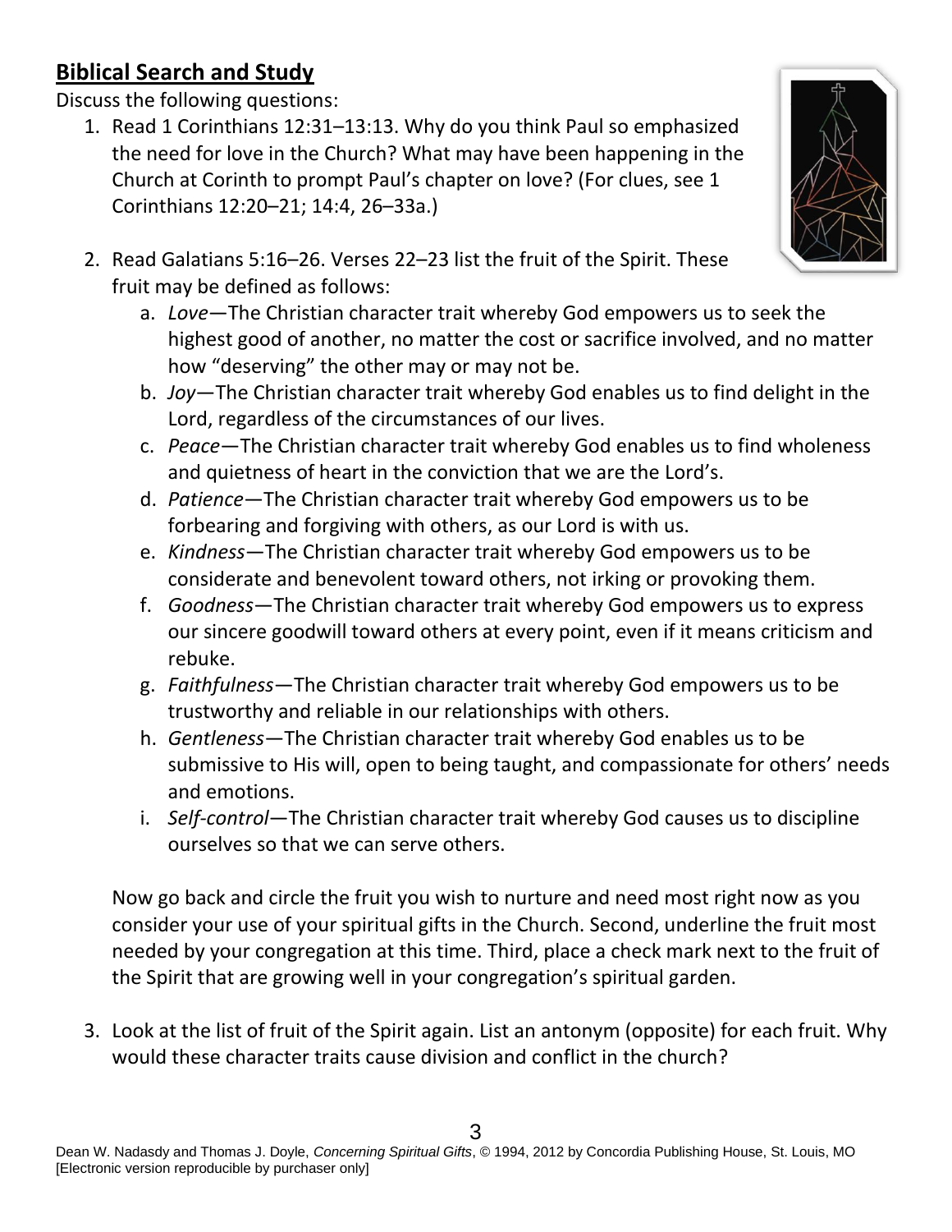## Biblical Search and Study

Discuss the following questions:

1. Read 1 Corinthians 12:31–13:13. Why do you think Paul so emphasized the need for love in the Church? What may have been happening in the Church at Corinth to prompt Paul's chapter on love? (For clues, see 1 Corinthians 12:20–21; 14:4, 26–33a.)

2. Read Galatians 5:16–26. Verses 22–23 list the fruit of the Spirit. These fruit may be defined as follows:
   a. *Love*—The Christian character trait whereby God empowers us to seek the highest good of another, no matter the cost or sacrifice involved, and no matter how "deserving" the other may or may not be.
   b. *Joy*—The Christian character trait whereby God enables us to find delight in the Lord, regardless of the circumstances of our lives.
   c. *Peace*—The Christian character trait whereby God enables us to find wholeness and quietness of heart in the conviction that we are the Lord's.
   d. *Patience*—The Christian character trait whereby God empowers us to be forbearing and forgiving with others, as our Lord is with us.
   e. *Kindness*—The Christian character trait whereby God empowers us to be considerate and benevolent toward others, not irking or provoking them.
   f. *Goodness*—The Christian character trait whereby God empowers us to express our sincere goodwill toward others at every point, even if it means criticism and rebuke.
   g. *Faithfulness*—The Christian character trait whereby God empowers us to be trustworthy and reliable in our relationships with others.
   h. *Gentleness*—The Christian character trait whereby God enables us to be submissive to His will, open to being taught, and compassionate for others' needs and emotions.
   i. *Self-control*—The Christian character trait whereby God causes us to discipline ourselves so that we can serve others.

   Now go back and circle the fruit you wish to nurture and need most right now as you consider your use of your spiritual gifts in the Church. Second, underline the fruit most needed by your congregation at this time. Third, place a check mark next to the fruit of the Spirit that are growing well in your congregation's spiritual garden.

3. Look at the list of fruit of the Spirit again. List an antonym (opposite) for each fruit. Why would these character traits cause division and conflict in the church?

Dean W. Nadasdy and Thomas J. Doyle, *Concerning Spiritual Gifts*, © 1994, 2012 by Concordia Publishing House, St. Louis, MO [Electronic version reproducible by purchaser only]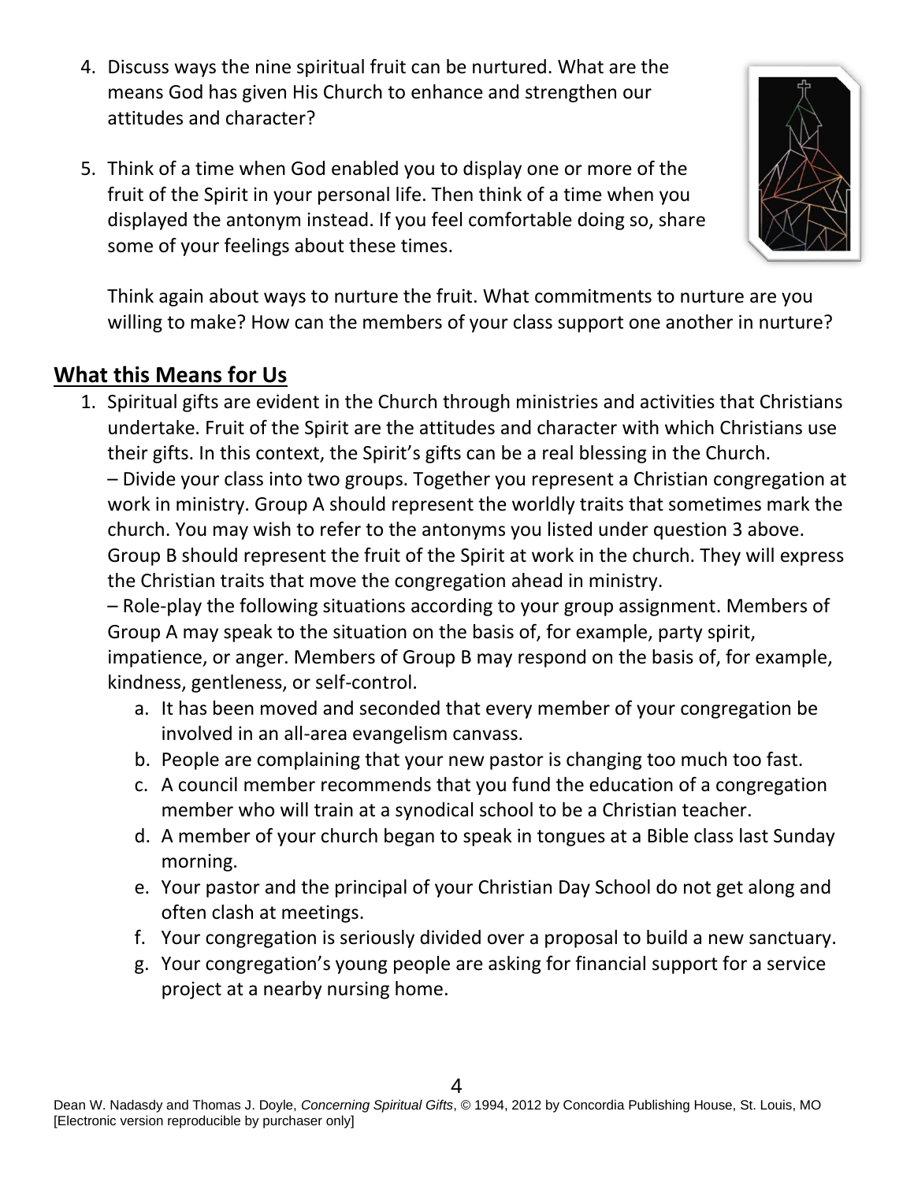4. Discuss ways the nine spiritual fruit can be nurtured. What are the means God has given His Church to enhance and strengthen our attitudes and character?

5. Think of a time when God enabled you to display one or more of the fruit of the Spirit in your personal life. Then think of a time when you displayed the antonym instead. If you feel comfortable doing so, share some of your feelings about these times.

   Think again about ways to nurture the fruit. What commitments to nurture are you willing to make? How can the members of your class support one another in nurture?

## What this Means for Us

1. Spiritual gifts are evident in the Church through ministries and activities that Christians undertake. Fruit of the Spirit are the attitudes and character with which Christians use their gifts. In this context, the Spirit's gifts can be a real blessing in the Church.
   – Divide your class into two groups. Together you represent a Christian congregation at work in ministry. Group A should represent the worldly traits that sometimes mark the church. You may wish to refer to the antonyms you listed under question 3 above. Group B should represent the fruit of the Spirit at work in the church. They will express the Christian traits that move the congregation ahead in ministry.
   – Role-play the following situations according to your group assignment. Members of Group A may speak to the situation on the basis of, for example, party spirit, impatience, or anger. Members of Group B may respond on the basis of, for example, kindness, gentleness, or self-control.
   a. It has been moved and seconded that every member of your congregation be involved in an all-area evangelism canvass.
   b. People are complaining that your new pastor is changing too much too fast.
   c. A council member recommends that you fund the education of a congregation member who will train at a synodical school to be a Christian teacher.
   d. A member of your church began to speak in tongues at a Bible class last Sunday morning.
   e. Your pastor and the principal of your Christian Day School do not get along and often clash at meetings.
   f. Your congregation is seriously divided over a proposal to build a new sanctuary.
   g. Your congregation's young people are asking for financial support for a service project at a nearby nursing home.

Dean W. Nadasdy and Thomas J. Doyle, *Concerning Spiritual Gifts*, © 1994, 2012 by Concordia Publishing House, St. Louis, MO [Electronic version reproducible by purchaser only]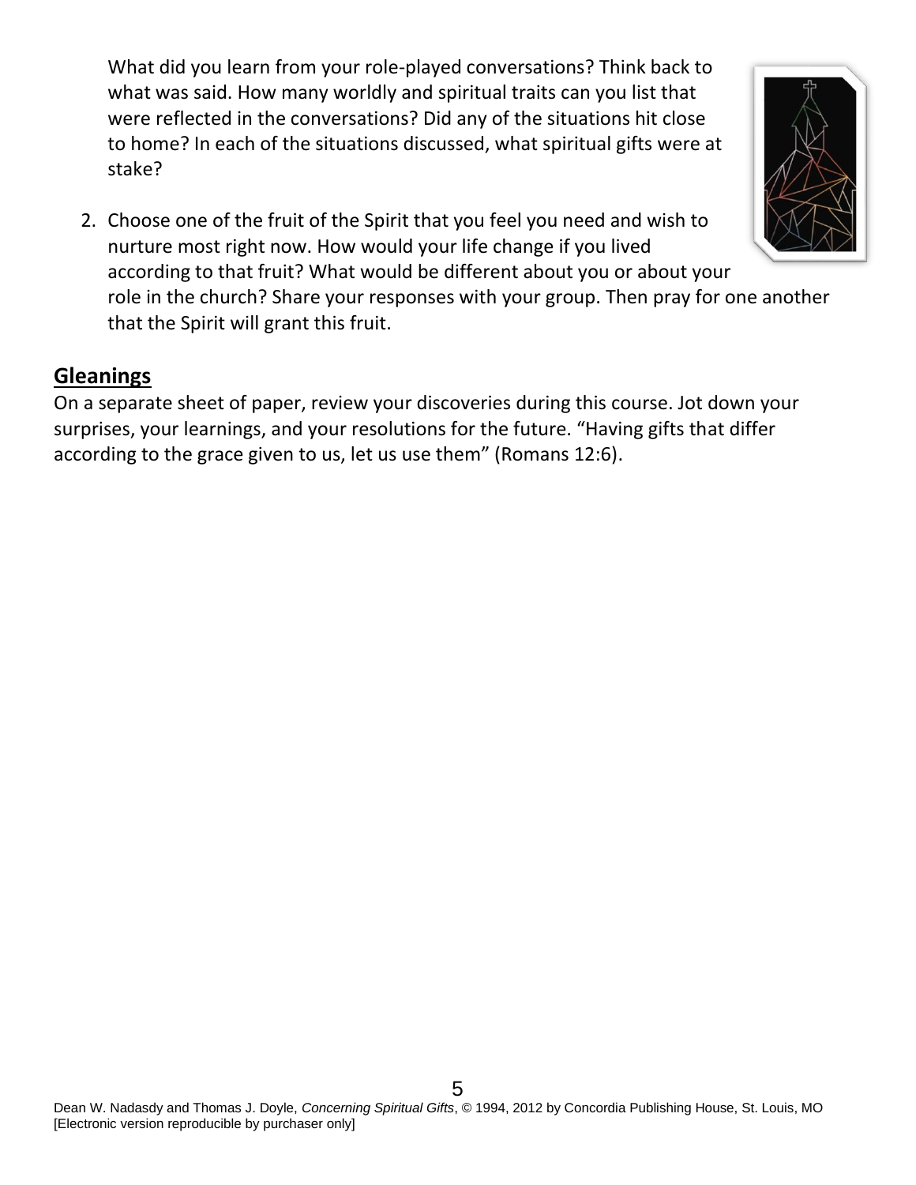What did you learn from your role-played conversations? Think back to what was said. How many worldly and spiritual traits can you list that were reflected in the conversations? Did any of the situations hit close to home? In each of the situations discussed, what spiritual gifts were at stake?

2. Choose one of the fruit of the Spirit that you feel you need and wish to nurture most right now. How would your life change if you lived according to that fruit? What would be different about you or about your role in the church? Share your responses with your group. Then pray for one another that the Spirit will grant this fruit.

## Gleanings

On a separate sheet of paper, review your discoveries during this course. Jot down your surprises, your learnings, and your resolutions for the future. "Having gifts that differ according to the grace given to us, let us use them" (Romans 12:6).

Dean W. Nadasdy and Thomas J. Doyle, *Concerning Spiritual Gifts*, © 1994, 2012 by Concordia Publishing House, St. Louis, MO [Electronic version reproducible by purchaser only]